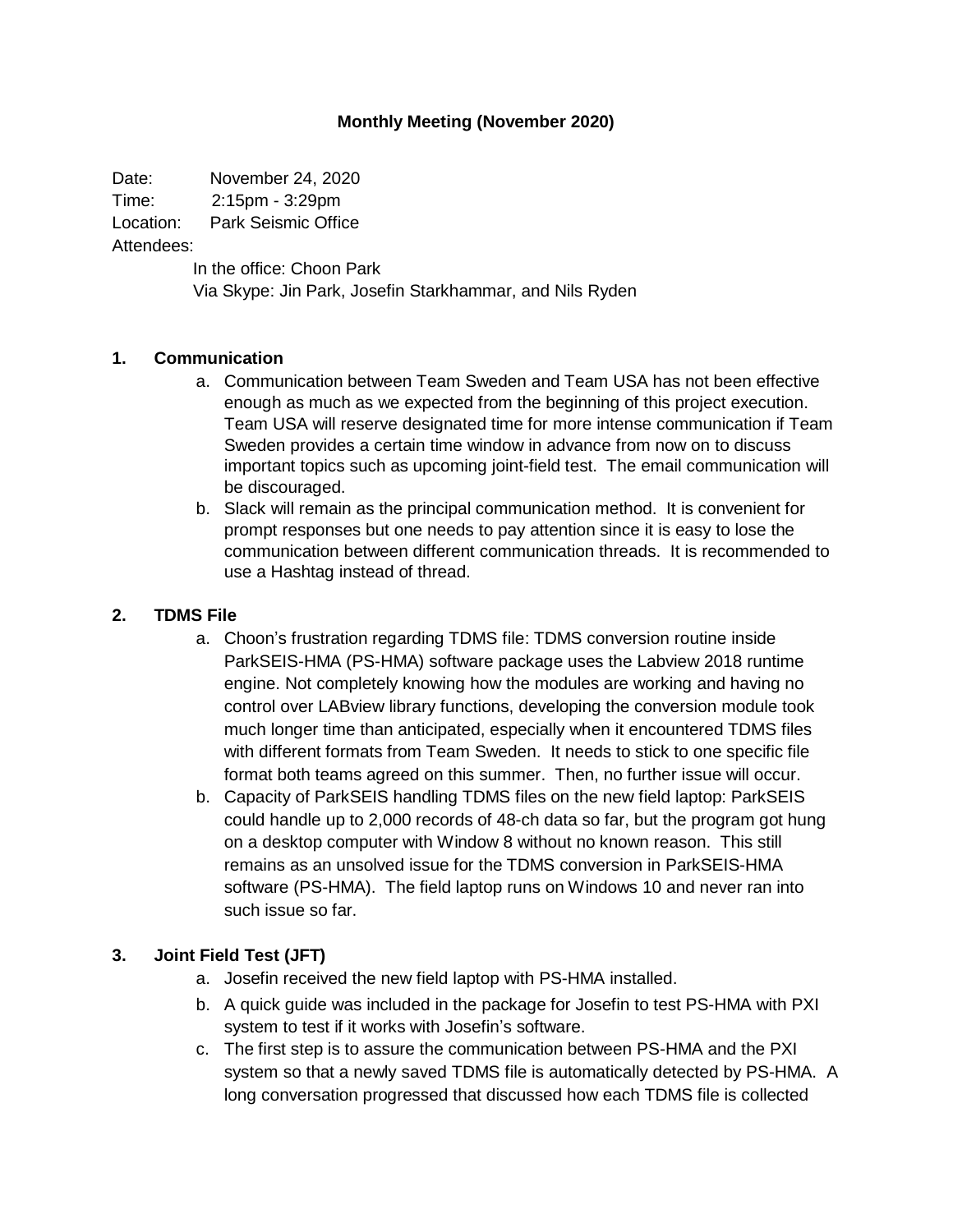**Monthly Meeting (November 2020)**

Date: November 24, 2020
Time: 2:15pm - 3:29pm
Location: Park Seismic Office
Attendees:

In the office: Choon Park
Via Skype: Jin Park, Josefin Starkhammar, and Nils Ryden

**1. Communication**

a. Communication between Team Sweden and Team USA has not been effective enough as much as we expected from the beginning of this project execution. Team USA will reserve designated time for more intense communication if Team Sweden provides a certain time window in advance from now on to discuss important topics such as upcoming joint-field test. The email communication will be discouraged.

b. Slack will remain as the principal communication method. It is convenient for prompt responses but one needs to pay attention since it is easy to lose the communication between different communication threads. It is recommended to use a Hashtag instead of thread.

**2. TDMS File**

a. Choon's frustration regarding TDMS file: TDMS conversion routine inside ParkSEIS-HMA (PS-HMA) software package uses the Labview 2018 runtime engine. Not completely knowing how the modules are working and having no control over LABview library functions, developing the conversion module took much longer time than anticipated, especially when it encountered TDMS files with different formats from Team Sweden. It needs to stick to one specific file format both teams agreed on this summer. Then, no further issue will occur.

b. Capacity of ParkSEIS handling TDMS files on the new field laptop: ParkSEIS could handle up to 2,000 records of 48-ch data so far, but the program got hung on a desktop computer with Window 8 without no known reason. This still remains as an unsolved issue for the TDMS conversion in ParkSEIS-HMA software (PS-HMA). The field laptop runs on Windows 10 and never ran into such issue so far.

**3. Joint Field Test (JFT)**

a. Josefin received the new field laptop with PS-HMA installed.

b. A quick guide was included in the package for Josefin to test PS-HMA with PXI system to test if it works with Josefin's software.

c. The first step is to assure the communication between PS-HMA and the PXI system so that a newly saved TDMS file is automatically detected by PS-HMA. A long conversation progressed that discussed how each TDMS file is collected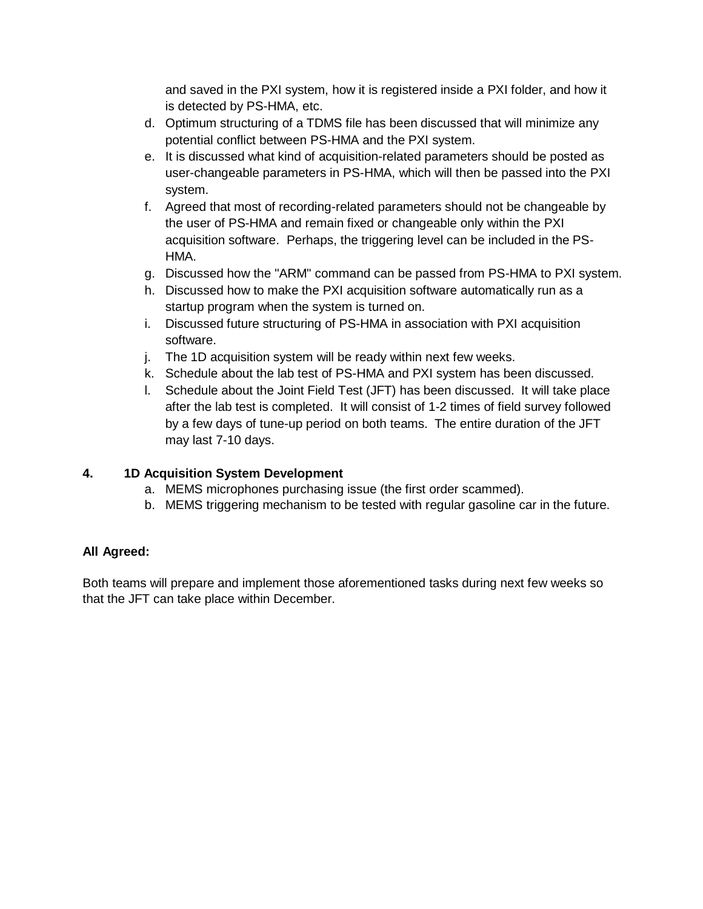and saved in the PXI system, how it is registered inside a PXI folder, and how it is detected by PS-HMA, etc.

d. Optimum structuring of a TDMS file has been discussed that will minimize any potential conflict between PS-HMA and the PXI system.
e. It is discussed what kind of acquisition-related parameters should be posted as user-changeable parameters in PS-HMA, which will then be passed into the PXI system.
f. Agreed that most of recording-related parameters should not be changeable by the user of PS-HMA and remain fixed or changeable only within the PXI acquisition software. Perhaps, the triggering level can be included in the PS-HMA.
g. Discussed how the "ARM" command can be passed from PS-HMA to PXI system.
h. Discussed how to make the PXI acquisition software automatically run as a startup program when the system is turned on.
i. Discussed future structuring of PS-HMA in association with PXI acquisition software.
j. The 1D acquisition system will be ready within next few weeks.
k. Schedule about the lab test of PS-HMA and PXI system has been discussed.
l. Schedule about the Joint Field Test (JFT) has been discussed. It will take place after the lab test is completed. It will consist of 1-2 times of field survey followed by a few days of tune-up period on both teams. The entire duration of the JFT may last 7-10 days.

**4. 1D Acquisition System Development**

a. MEMS microphones purchasing issue (the first order scammed).
b. MEMS triggering mechanism to be tested with regular gasoline car in the future.

**All Agreed:**

Both teams will prepare and implement those aforementioned tasks during next few weeks so that the JFT can take place within December.